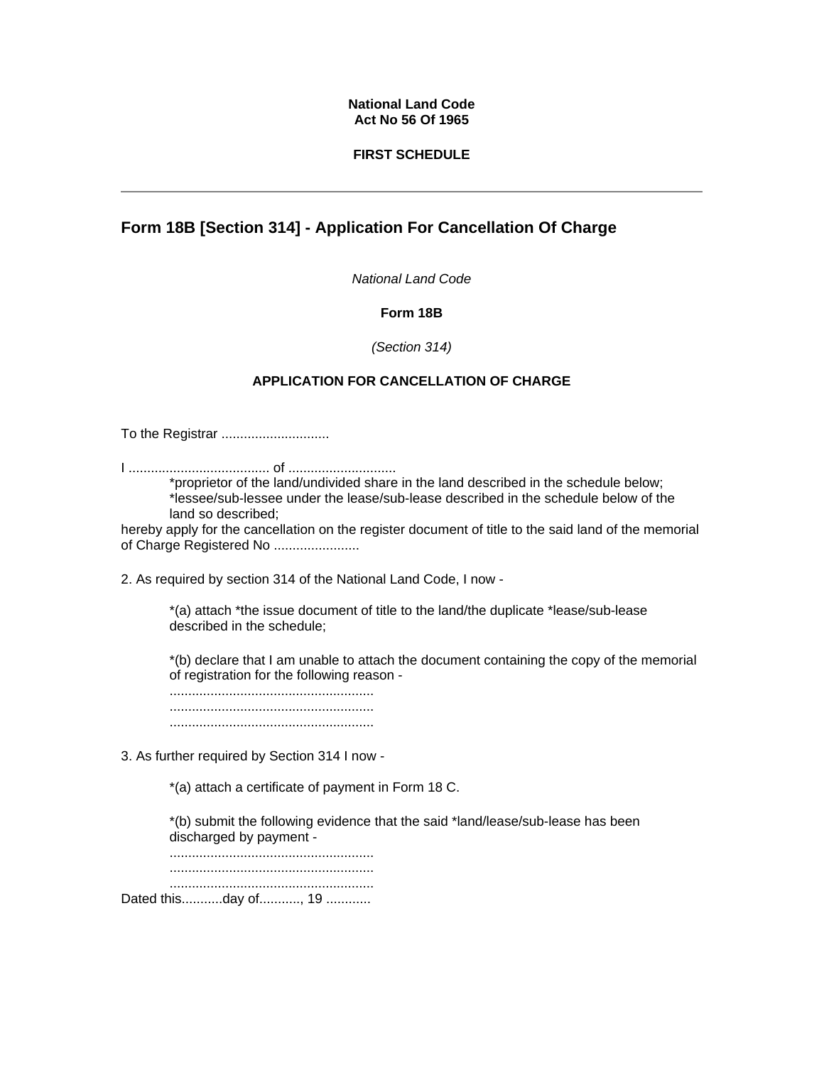**National Land Code**
**Act No 56 Of 1965**

**FIRST SCHEDULE**

---

## Form 18B [Section 314] - Application For Cancellation Of Charge

*National Land Code*

**Form 18B**

*(Section 314)*

**APPLICATION FOR CANCELLATION OF CHARGE**

To the Registrar .............................

I ...................................... of .............................

*proprietor of the land/undivided share in the land described in the schedule below;
*lessee/sub-lessee under the lease/sub-lease described in the schedule below of the land so described;

hereby apply for the cancellation on the register document of title to the said land of the memorial of Charge Registered No .......................

2. As required by section 314 of the National Land Code, I now -

*(a) attach *the issue document of title to the land/the duplicate *lease/sub-lease described in the schedule;

*(b) declare that I am unable to attach the document containing the copy of the memorial of registration for the following reason -
.......................................................
.......................................................
.......................................................

3. As further required by Section 314 I now -

*(a) attach a certificate of payment in Form 18 C.

*(b) submit the following evidence that the said *land/lease/sub-lease has been discharged by payment -
.......................................................
.......................................................
.......................................................

Dated this...........day of..........., 19 ............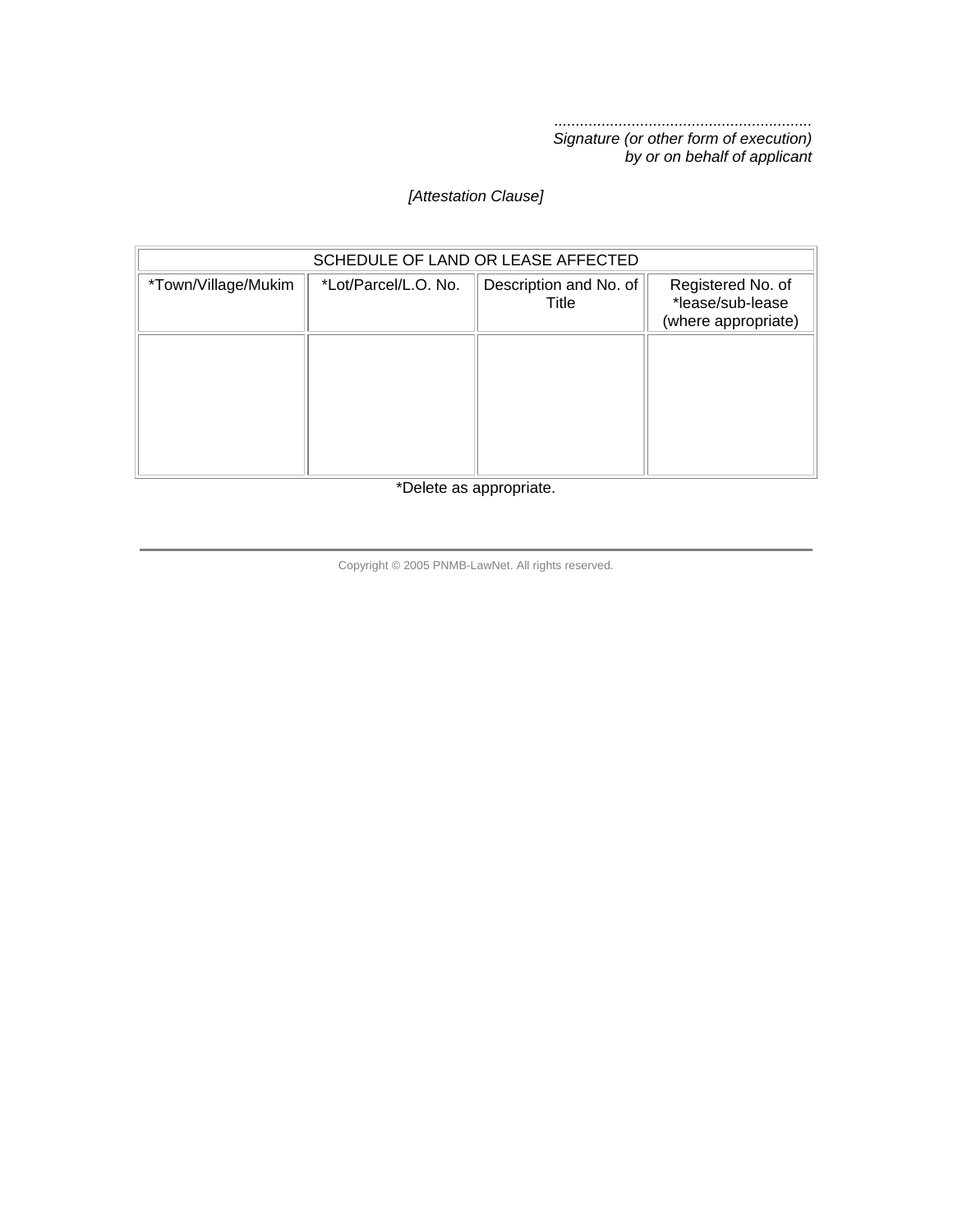............................................................
*Signature (or other form of execution)*
*by or on behalf of applicant*

*[Attestation Clause]*

| SCHEDULE OF LAND OR LEASE AFFECTED | | | |
|---|---|---|---|
| *Town/Village/Mukim | *Lot/Parcel/L.O. No. | Description and No. of Title | Registered No. of *lease/sub-lease (where appropriate) |
| | | | |

*Delete as appropriate.

Copyright © 2005 PNMB-LawNet. All rights reserved.